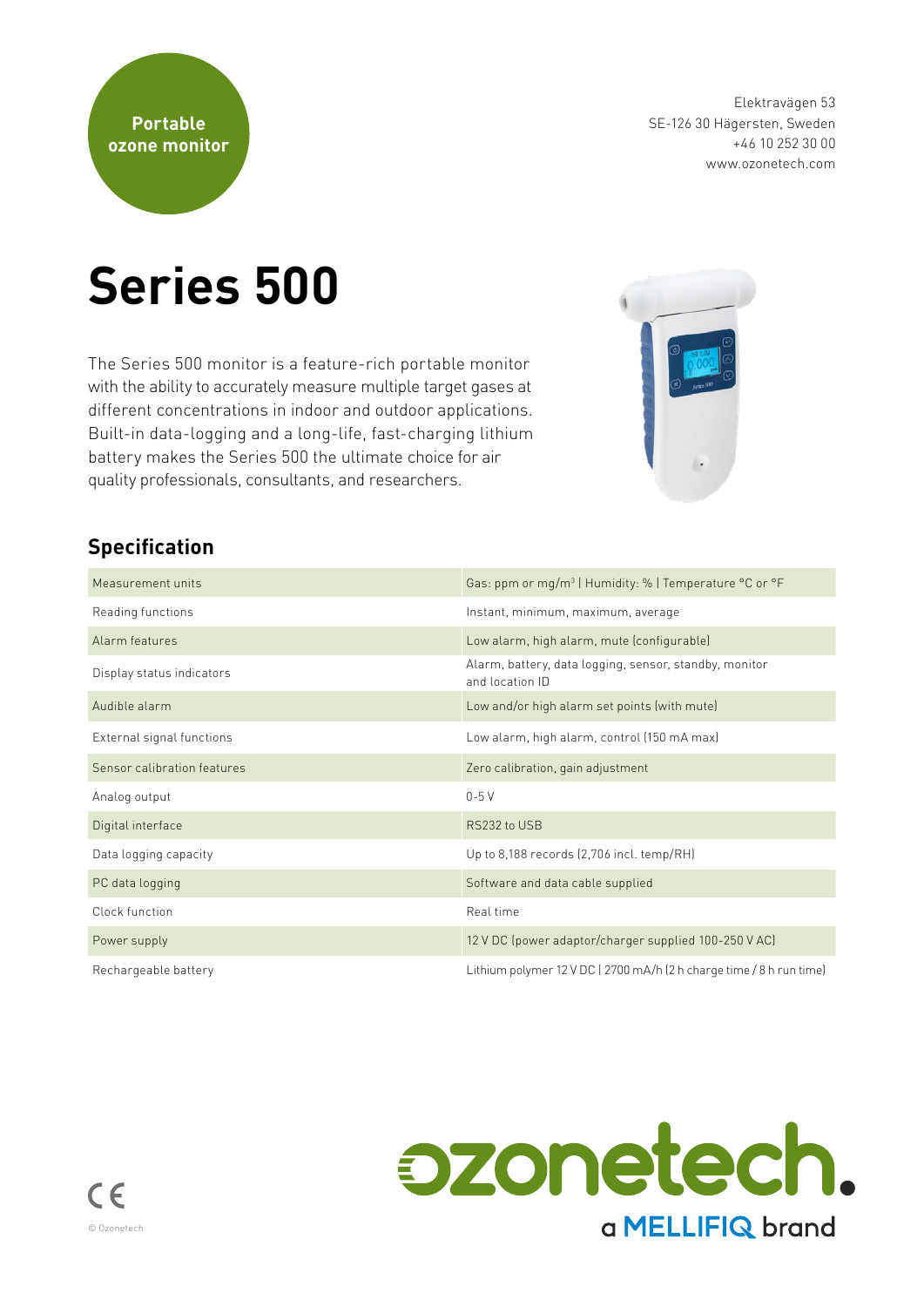**Portable ozone monitor**

Elektravägen 53
SE-126 30 Hägersten, Sweden
+46 10 252 30 00
www.ozonetech.com

# Series 500

The Series 500 monitor is a feature-rich portable monitor with the ability to accurately measure multiple target gases at different concentrations in indoor and outdoor applications. Built-in data-logging and a long-life, fast-charging lithium battery makes the Series 500 the ultimate choice for air quality professionals, consultants, and researchers.

## Specification

| | |
|---|---|
| Measurement units | Gas: ppm or mg/m³ \| Humidity: % \| Temperature °C or °F |
| Reading functions | Instant, minimum, maximum, average |
| Alarm features | Low alarm, high alarm, mute (configurable) |
| Display status indicators | Alarm, battery, data logging, sensor, standby, monitor and location ID |
| Audible alarm | Low and/or high alarm set points (with mute) |
| External signal functions | Low alarm, high alarm, control (150 mA max) |
| Sensor calibration features | Zero calibration, gain adjustment |
| Analog output | 0-5 V |
| Digital interface | RS232 to USB |
| Data logging capacity | Up to 8,188 records (2,706 incl. temp/RH) |
| PC data logging | Software and data cable supplied |
| Clock function | Real time |
| Power supply | 12 V DC (power adaptor/charger supplied 100-250 V AC) |
| Rechargeable battery | Lithium polymer 12 V DC \| 2700 mA/h (2 h charge time / 8 h run time) |

CE

© Ozonetech

ozonetech.
a MELLIFIQ brand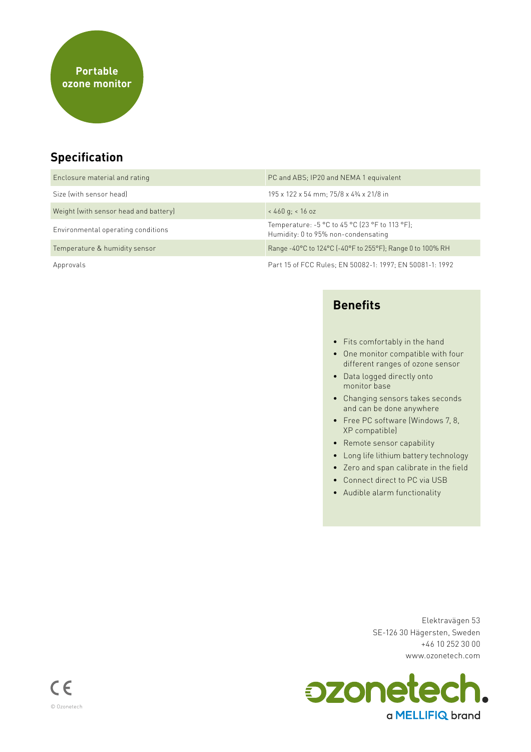Portable ozone monitor

## Specification

| | |
|---|---|
| Enclosure material and rating | PC and ABS; IP20 and NEMA 1 equivalent |
| Size (with sensor head) | 195 x 122 x 54 mm; 75/8 x 4¾ x 21/8 in |
| Weight (with sensor head and battery) | < 460 g; < 16 oz |
| Environmental operating conditions | Temperature: -5 °C to 45 °C (23 °F to 113 °F); Humidity: 0 to 95% non-condensating |
| Temperature & humidity sensor | Range -40°C to 124°C (-40°F to 255°F); Range 0 to 100% RH |
| Approvals | Part 15 of FCC Rules; EN 50082-1: 1997; EN 50081-1: 1992 |

## Benefits

- Fits comfortably in the hand
- One monitor compatible with four different ranges of ozone sensor
- Data logged directly onto monitor base
- Changing sensors takes seconds and can be done anywhere
- Free PC software (Windows 7, 8, XP compatible)
- Remote sensor capability
- Long life lithium battery technology
- Zero and span calibrate in the field
- Connect direct to PC via USB
- Audible alarm functionality

Elektravägen 53
SE-126 30 Hägersten, Sweden
+46 10 252 30 00
www.ozonetech.com

ozonetech.
a MELLIFIQ brand

CE

© Ozonetech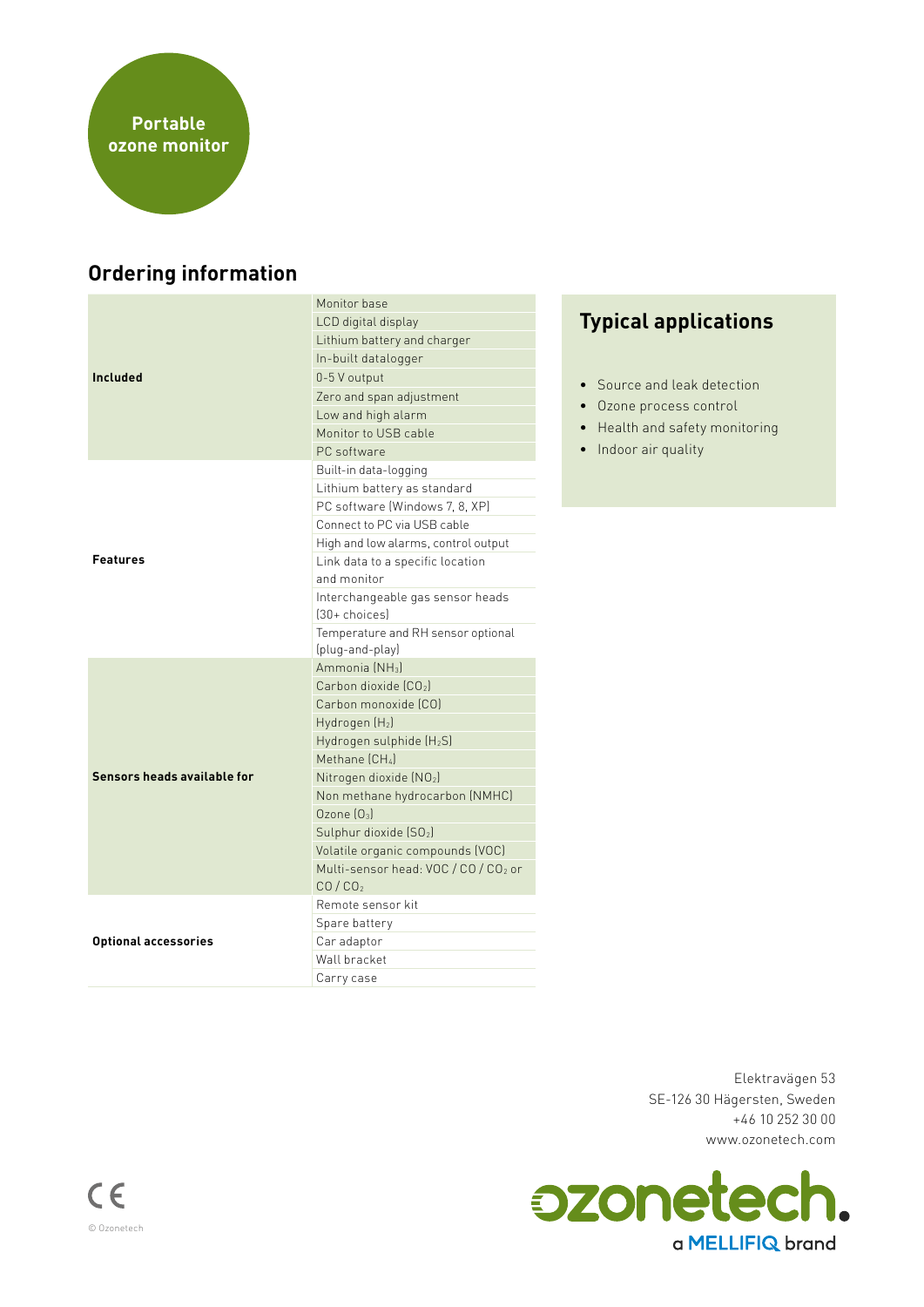Portable ozone monitor

## Ordering information

| | |
|---|---|
| **Included** | Monitor base |
| | LCD digital display |
| | Lithium battery and charger |
| | In-built datalogger |
| | 0-5 V output |
| | Zero and span adjustment |
| | Low and high alarm |
| | Monitor to USB cable |
| | PC software |
| **Features** | Built-in data-logging |
| | Lithium battery as standard |
| | PC software (Windows 7, 8, XP) |
| | Connect to PC via USB cable |
| | High and low alarms, control output |
| | Link data to a specific location and monitor |
| | Interchangeable gas sensor heads (30+ choices) |
| | Temperature and RH sensor optional (plug-and-play) |
| **Sensors heads available for** | Ammonia ($NH_3$) |
| | Carbon dioxide ($CO_2$) |
| | Carbon monoxide (CO) |
| | Hydrogen ($H_2$) |
| | Hydrogen sulphide ($H_2S$) |
| | Methane ($CH_4$) |
| | Nitrogen dioxide ($NO_2$) |
| | Non methane hydrocarbon (NMHC) |
| | Ozone ($O_3$) |
| | Sulphur dioxide ($SO_2$) |
| | Volatile organic compounds (VOC) |
| | Multi-sensor head: VOC / CO / $CO_2$ or CO / $CO_2$ |
| **Optional accessories** | Remote sensor kit |
| | Spare battery |
| | Car adaptor |
| | Wall bracket |
| | Carry case |

## Typical applications

- Source and leak detection
- Ozone process control
- Health and safety monitoring
- Indoor air quality

Elektravägen 53
SE-126 30 Hägersten, Sweden
+46 10 252 30 00
www.ozonetech.com

ozonetech.
a MELLIFIQ brand

CE

© Ozonetech